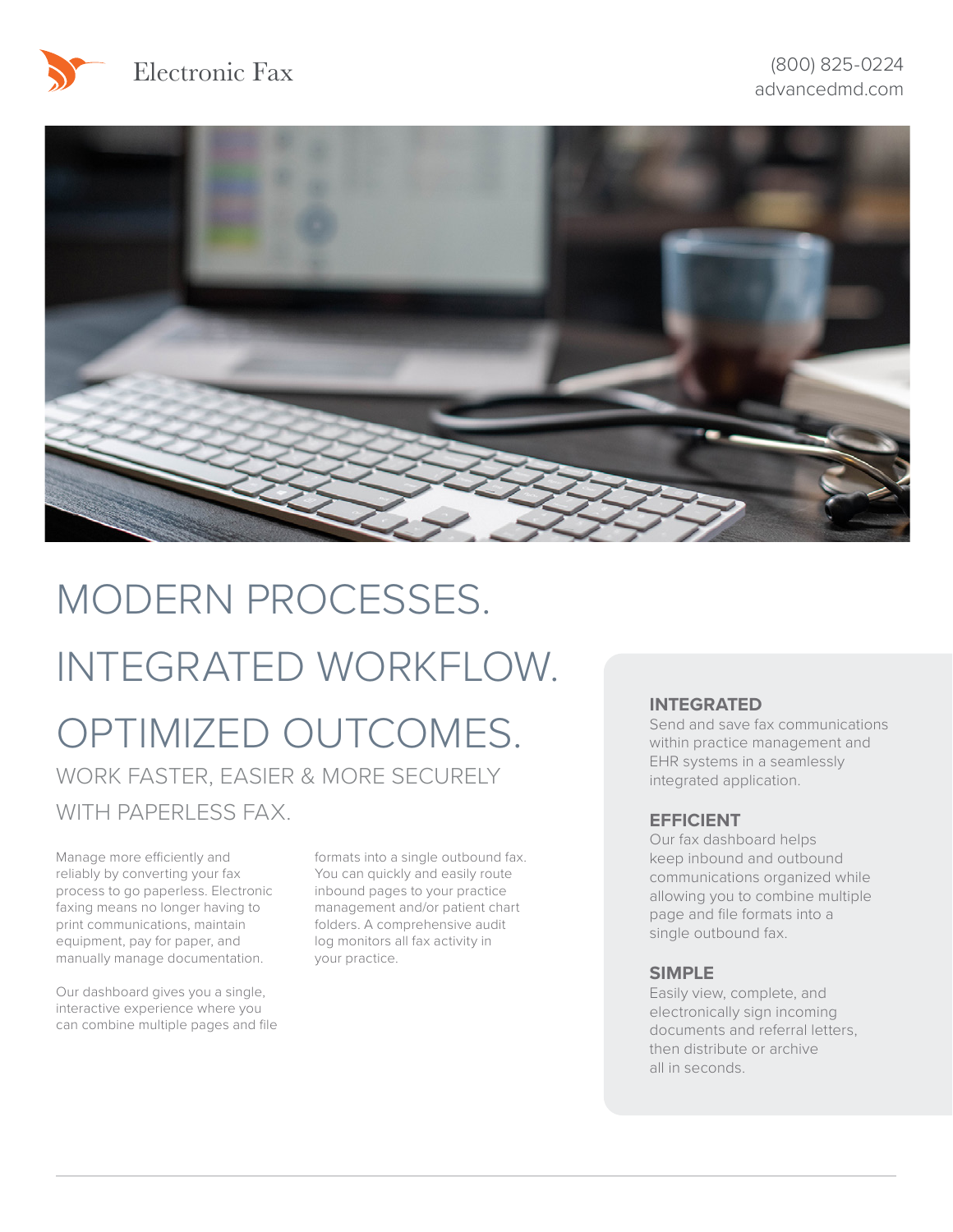# Electronic Fax

(800) 825-0224
advancedmd.com

# MODERN PROCESSES. INTEGRATED WORKFLOW. OPTIMIZED OUTCOMES.

## WORK FASTER, EASIER & MORE SECURELY WITH PAPERLESS FAX.

Manage more efficiently and reliably by converting your fax process to go paperless. Electronic faxing means no longer having to print communications, maintain equipment, pay for paper, and manually manage documentation.

Our dashboard gives you a single, interactive experience where you can combine multiple pages and file formats into a single outbound fax. You can quickly and easily route inbound pages to your practice management and/or patient chart folders. A comprehensive audit log monitors all fax activity in your practice.

### INTEGRATED

Send and save fax communications within practice management and EHR systems in a seamlessly integrated application.

### EFFICIENT

Our fax dashboard helps keep inbound and outbound communications organized while allowing you to combine multiple page and file formats into a single outbound fax.

### SIMPLE

Easily view, complete, and electronically sign incoming documents and referral letters, then distribute or archive all in seconds.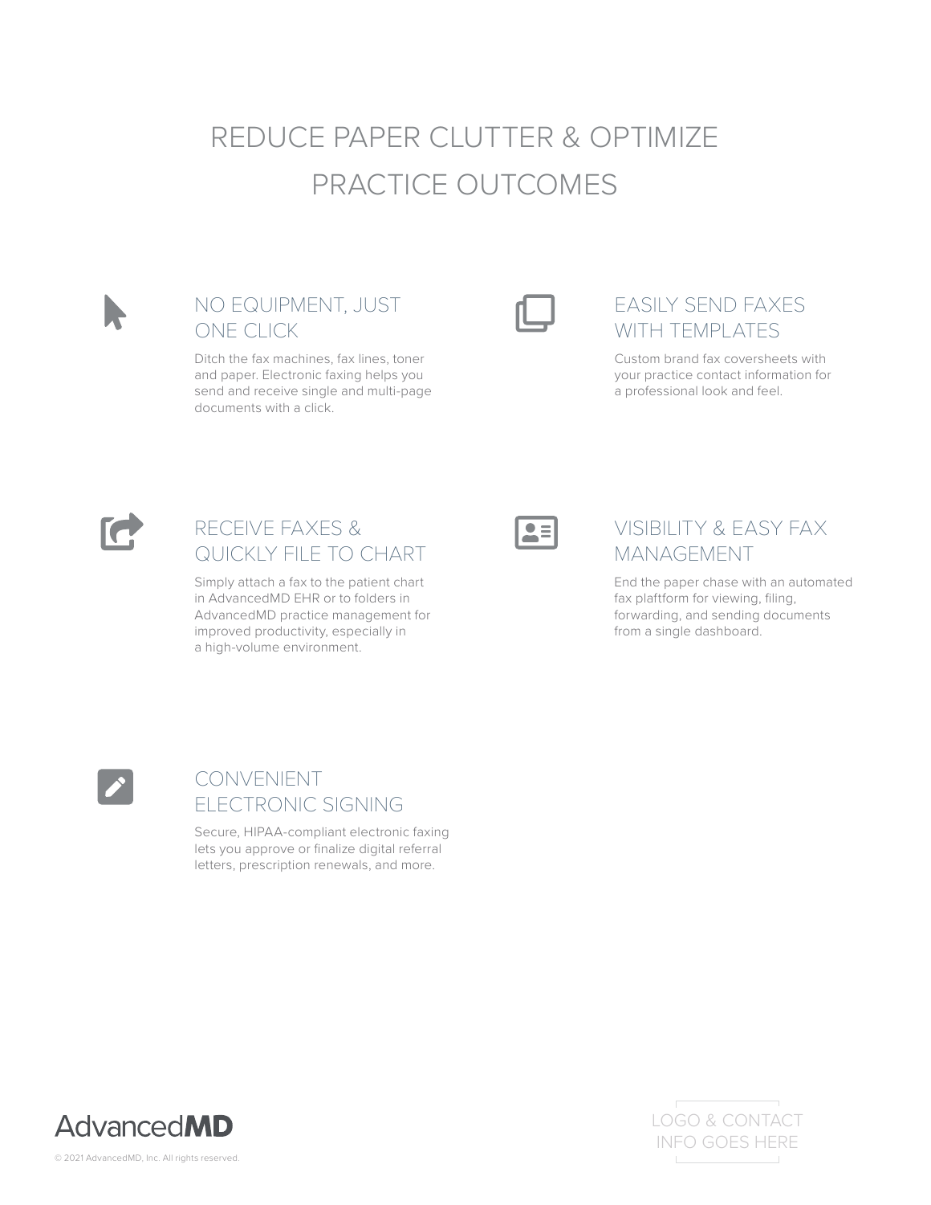# REDUCE PAPER CLUTTER & OPTIMIZE PRACTICE OUTCOMES

## NO EQUIPMENT, JUST ONE CLICK

Ditch the fax machines, fax lines, toner and paper. Electronic faxing helps you send and receive single and multi-page documents with a click.

## EASILY SEND FAXES WITH TEMPLATES

Custom brand fax coversheets with your practice contact information for a professional look and feel.

## RECEIVE FAXES & QUICKLY FILE TO CHART

Simply attach a fax to the patient chart in AdvancedMD EHR or to folders in AdvancedMD practice management for improved productivity, especially in a high-volume environment.

## VISIBILITY & EASY FAX MANAGEMENT

End the paper chase with an automated fax plaftform for viewing, filing, forwarding, and sending documents from a single dashboard.

## CONVENIENT ELECTRONIC SIGNING

Secure, HIPAA-compliant electronic faxing lets you approve or finalize digital referral letters, prescription renewals, and more.

AdvancedMD

© 2021 AdvancedMD, Inc. All rights reserved.

LOGO & CONTACT INFO GOES HERE